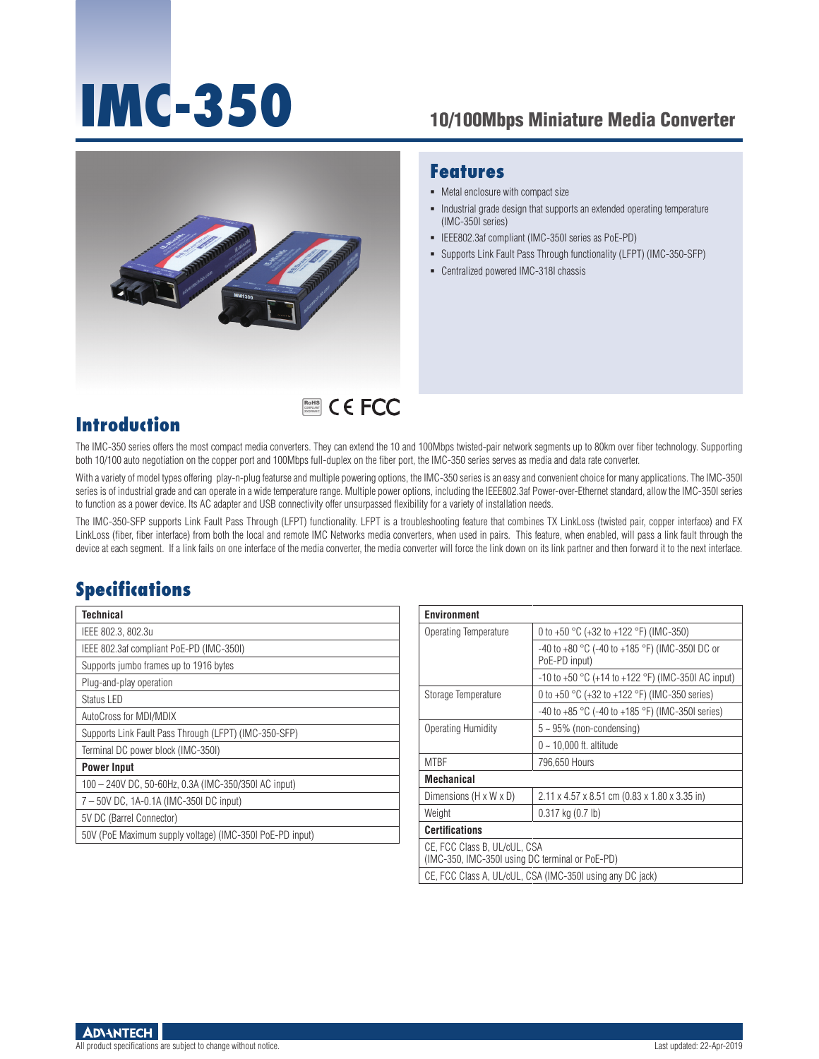# IMC-350

## 10/100Mbps Miniature Media Converter

## Features

- Metal enclosure with compact size
- Industrial grade design that supports an extended operating temperature (IMC-350I series)
- IEEE802.3af compliant (IMC-350I series as PoE-PD)
- Supports Link Fault Pass Through functionality (LFPT) (IMC-350-SFP)
- Centralized powered IMC-318I chassis

RoHS COMPLIANT 2002/95/EC CE FCC

## Introduction

The IMC-350 series offers the most compact media converters. They can extend the 10 and 100Mbps twisted-pair network segments up to 80km over fiber technology. Supporting both 10/100 auto negotiation on the copper port and 100Mbps full-duplex on the fiber port, the IMC-350 series serves as media and data rate converter.

With a variety of model types offering play-n-plug featurse and multiple powering options, the IMC-350 series is an easy and convenient choice for many applications. The IMC-350I series is of industrial grade and can operate in a wide temperature range. Multiple power options, including the IEEE802.3af Power-over-Ethernet standard, allow the IMC-350I series to function as a power device. Its AC adapter and USB connectivity offer unsurpassed flexibility for a variety of installation needs.

The IMC-350-SFP supports Link Fault Pass Through (LFPT) functionality. LFPT is a troubleshooting feature that combines TX LinkLoss (twisted pair, copper interface) and FX LinkLoss (fiber, fiber interface) from both the local and remote IMC Networks media converters, when used in pairs. This feature, when enabled, will pass a link fault through the device at each segment. If a link fails on one interface of the media converter, the media converter will force the link down on its link partner and then forward it to the next interface.

## Specifications

| **Technical** |
|---|
| IEEE 802.3, 802.3u |
| IEEE 802.3af compliant PoE-PD (IMC-350I) |
| Supports jumbo frames up to 1916 bytes |
| Plug-and-play operation |
| Status LED |
| AutoCross for MDI/MDIX |
| Supports Link Fault Pass Through (LFPT) (IMC-350-SFP) |
| Terminal DC power block (IMC-350I) |
| **Power Input** |
| 100 – 240V DC, 50-60Hz, 0.3A (IMC-350/350I AC input) |
| 7 – 50V DC, 1A-0.1A (IMC-350I DC input) |
| 5V DC (Barrel Connector) |
| 50V (PoE Maximum supply voltage) (IMC-350I PoE-PD input) |

| **Environment** | |
|---|---|
| Operating Temperature | 0 to +50 °C (+32 to +122 °F) (IMC-350) |
| | -40 to +80 °C (-40 to +185 °F) (IMC-350I DC or PoE-PD input) |
| | -10 to +50 °C (+14 to +122 °F) (IMC-350I AC input) |
| Storage Temperature | 0 to +50 °C (+32 to +122 °F) (IMC-350 series) |
| | -40 to +85 °C (-40 to +185 °F) (IMC-350I series) |
| Operating Humidity | 5 ~ 95% (non-condensing) |
| | 0 ~ 10,000 ft. altitude |
| MTBF | 796,650 Hours |
| **Mechanical** | |
| Dimensions (H x W x D) | 2.11 x 4.57 x 8.51 cm (0.83 x 1.80 x 3.35 in) |
| Weight | 0.317 kg (0.7 lb) |
| **Certifications** | |
| CE, FCC Class B, UL/cUL, CSA (IMC-350, IMC-350I using DC terminal or PoE-PD) | |
| CE, FCC Class A, UL/cUL, CSA (IMC-350I using any DC jack) | |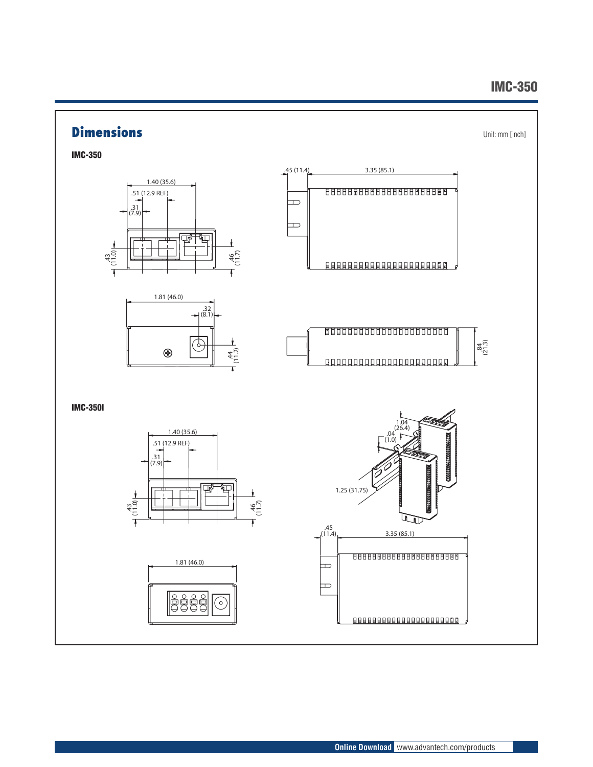## Dimensions

Unit: mm [inch]

### IMC-350

1.40 (35.6)
.51 (12.9 REF)
.31 (7.9)
.43 (11.0)
.46 (11.7)

.45 (11.4)
3.35 (85.1)

1.81 (46.0)
.32 (8.1)
.44 (11.2)

.84 (21.3)

### IMC-350I

1.40 (35.6)
.51 (12.9 REF)
.31 (7.9)
.43 (11.0)
.46 (11.7)

1.04 (26.4)
.04 (1.0)
1.25 (31.75)

1.81 (46.0)

.45 (11.4)
3.35 (85.1)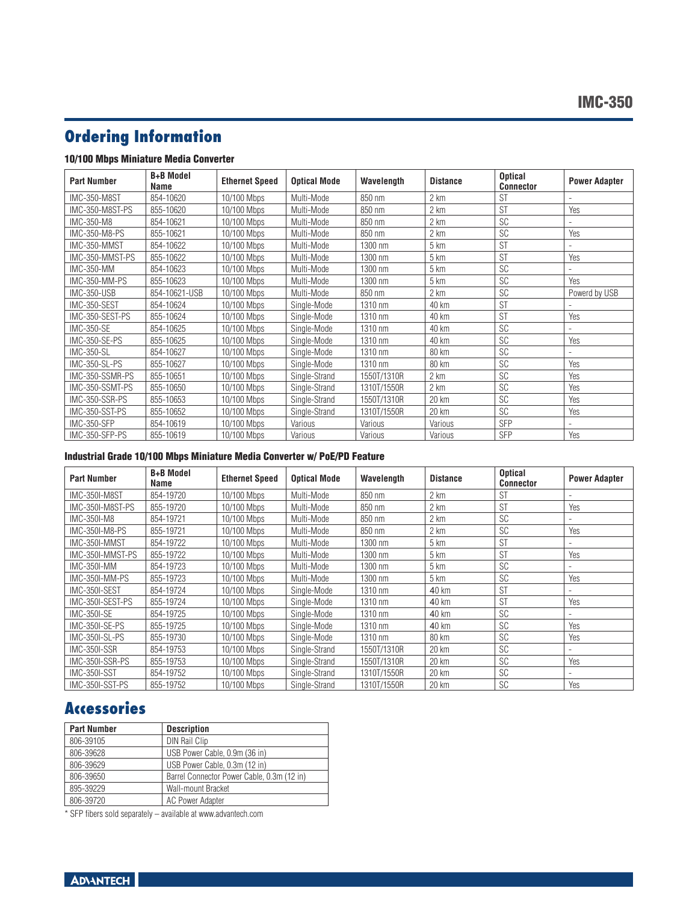## Ordering Information

### 10/100 Mbps Miniature Media Converter

| Part Number | B+B Model Name | Ethernet Speed | Optical Mode | Wavelength | Distance | Optical Connector | Power Adapter |
|---|---|---|---|---|---|---|---|
| IMC-350-M8ST | 854-10620 | 10/100 Mbps | Multi-Mode | 850 nm | 2 km | ST | - |
| IMC-350-M8ST-PS | 855-10620 | 10/100 Mbps | Multi-Mode | 850 nm | 2 km | ST | Yes |
| IMC-350-M8 | 854-10621 | 10/100 Mbps | Multi-Mode | 850 nm | 2 km | SC | - |
| IMC-350-M8-PS | 855-10621 | 10/100 Mbps | Multi-Mode | 850 nm | 2 km | SC | Yes |
| IMC-350-MMST | 854-10622 | 10/100 Mbps | Multi-Mode | 1300 nm | 5 km | ST | - |
| IMC-350-MMST-PS | 855-10622 | 10/100 Mbps | Multi-Mode | 1300 nm | 5 km | ST | Yes |
| IMC-350-MM | 854-10623 | 10/100 Mbps | Multi-Mode | 1300 nm | 5 km | SC | - |
| IMC-350-MM-PS | 855-10623 | 10/100 Mbps | Multi-Mode | 1300 nm | 5 km | SC | Yes |
| IMC-350-USB | 854-10621-USB | 10/100 Mbps | Multi-Mode | 850 nm | 2 km | SC | Powerd by USB |
| IMC-350-SEST | 854-10624 | 10/100 Mbps | Single-Mode | 1310 nm | 40 km | ST | - |
| IMC-350-SEST-PS | 855-10624 | 10/100 Mbps | Single-Mode | 1310 nm | 40 km | ST | Yes |
| IMC-350-SE | 854-10625 | 10/100 Mbps | Single-Mode | 1310 nm | 40 km | SC | - |
| IMC-350-SE-PS | 855-10625 | 10/100 Mbps | Single-Mode | 1310 nm | 40 km | SC | Yes |
| IMC-350-SL | 854-10627 | 10/100 Mbps | Single-Mode | 1310 nm | 80 km | SC | - |
| IMC-350-SL-PS | 855-10627 | 10/100 Mbps | Single-Mode | 1310 nm | 80 km | SC | Yes |
| IMC-350-SSMR-PS | 855-10651 | 10/100 Mbps | Single-Strand | 1550T/1310R | 2 km | SC | Yes |
| IMC-350-SSMT-PS | 855-10650 | 10/100 Mbps | Single-Strand | 1310T/1550R | 2 km | SC | Yes |
| IMC-350-SSR-PS | 855-10653 | 10/100 Mbps | Single-Strand | 1550T/1310R | 20 km | SC | Yes |
| IMC-350-SST-PS | 855-10652 | 10/100 Mbps | Single-Strand | 1310T/1550R | 20 km | SC | Yes |
| IMC-350-SFP | 854-10619 | 10/100 Mbps | Various | Various | Various | SFP | - |
| IMC-350-SFP-PS | 855-10619 | 10/100 Mbps | Various | Various | Various | SFP | Yes |

### Industrial Grade 10/100 Mbps Miniature Media Converter w/ PoE/PD Feature

| Part Number | B+B Model Name | Ethernet Speed | Optical Mode | Wavelength | Distance | Optical Connector | Power Adapter |
|---|---|---|---|---|---|---|---|
| IMC-350I-M8ST | 854-19720 | 10/100 Mbps | Multi-Mode | 850 nm | 2 km | ST | - |
| IMC-350I-M8ST-PS | 855-19720 | 10/100 Mbps | Multi-Mode | 850 nm | 2 km | ST | Yes |
| IMC-350I-M8 | 854-19721 | 10/100 Mbps | Multi-Mode | 850 nm | 2 km | SC | - |
| IMC-350I-M8-PS | 855-19721 | 10/100 Mbps | Multi-Mode | 850 nm | 2 km | SC | Yes |
| IMC-350I-MMST | 854-19722 | 10/100 Mbps | Multi-Mode | 1300 nm | 5 km | ST | - |
| IMC-350I-MMST-PS | 855-19722 | 10/100 Mbps | Multi-Mode | 1300 nm | 5 km | ST | Yes |
| IMC-350I-MM | 854-19723 | 10/100 Mbps | Multi-Mode | 1300 nm | 5 km | SC | - |
| IMC-350I-MM-PS | 855-19723 | 10/100 Mbps | Multi-Mode | 1300 nm | 5 km | SC | Yes |
| IMC-350I-SEST | 854-19724 | 10/100 Mbps | Single-Mode | 1310 nm | 40 km | ST | - |
| IMC-350I-SEST-PS | 855-19724 | 10/100 Mbps | Single-Mode | 1310 nm | 40 km | ST | Yes |
| IMC-350I-SE | 854-19725 | 10/100 Mbps | Single-Mode | 1310 nm | 40 km | SC | - |
| IMC-350I-SE-PS | 855-19725 | 10/100 Mbps | Single-Mode | 1310 nm | 40 km | SC | Yes |
| IMC-350I-SL-PS | 855-19730 | 10/100 Mbps | Single-Mode | 1310 nm | 80 km | SC | Yes |
| IMC-350I-SSR | 854-19753 | 10/100 Mbps | Single-Strand | 1550T/1310R | 20 km | SC | - |
| IMC-350I-SSR-PS | 855-19753 | 10/100 Mbps | Single-Strand | 1550T/1310R | 20 km | SC | Yes |
| IMC-350I-SST | 854-19752 | 10/100 Mbps | Single-Strand | 1310T/1550R | 20 km | SC | - |
| IMC-350I-SST-PS | 855-19752 | 10/100 Mbps | Single-Strand | 1310T/1550R | 20 km | SC | Yes |

## Accessories

| Part Number | Description |
|---|---|
| 806-39105 | DIN Rail Clip |
| 806-39628 | USB Power Cable, 0.9m (36 in) |
| 806-39629 | USB Power Cable, 0.3m (12 in) |
| 806-39650 | Barrel Connector Power Cable, 0.3m (12 in) |
| 895-39229 | Wall-mount Bracket |
| 806-39720 | AC Power Adapter |

* SFP fibers sold separately – available at www.advantech.com